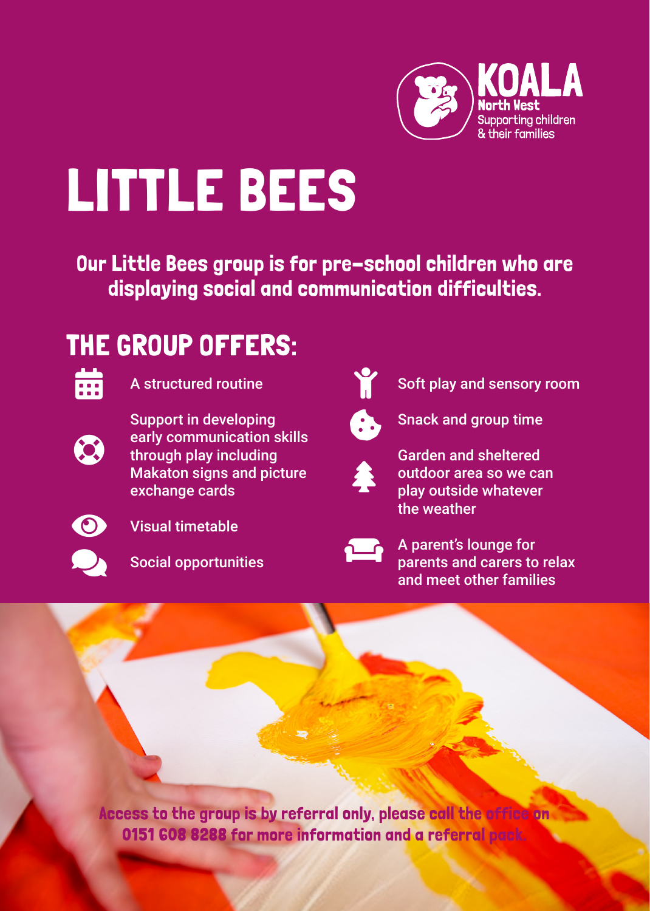KOALA North West
Supporting children & their families

# LITTLE BEES

**Our Little Bees group is for pre-school children who are displaying social and communication difficulties.**

## THE GROUP OFFERS:

- A structured routine
- Support in developing early communication skills through play including Makaton signs and picture exchange cards
- Visual timetable
- Social opportunities
- Soft play and sensory room
- Snack and group time
- Garden and sheltered outdoor area so we can play outside whatever the weather
- A parent's lounge for parents and carers to relax and meet other families

**Access to the group is by referral only, please call the office on 0151 608 8288 for more information and a referral pack.**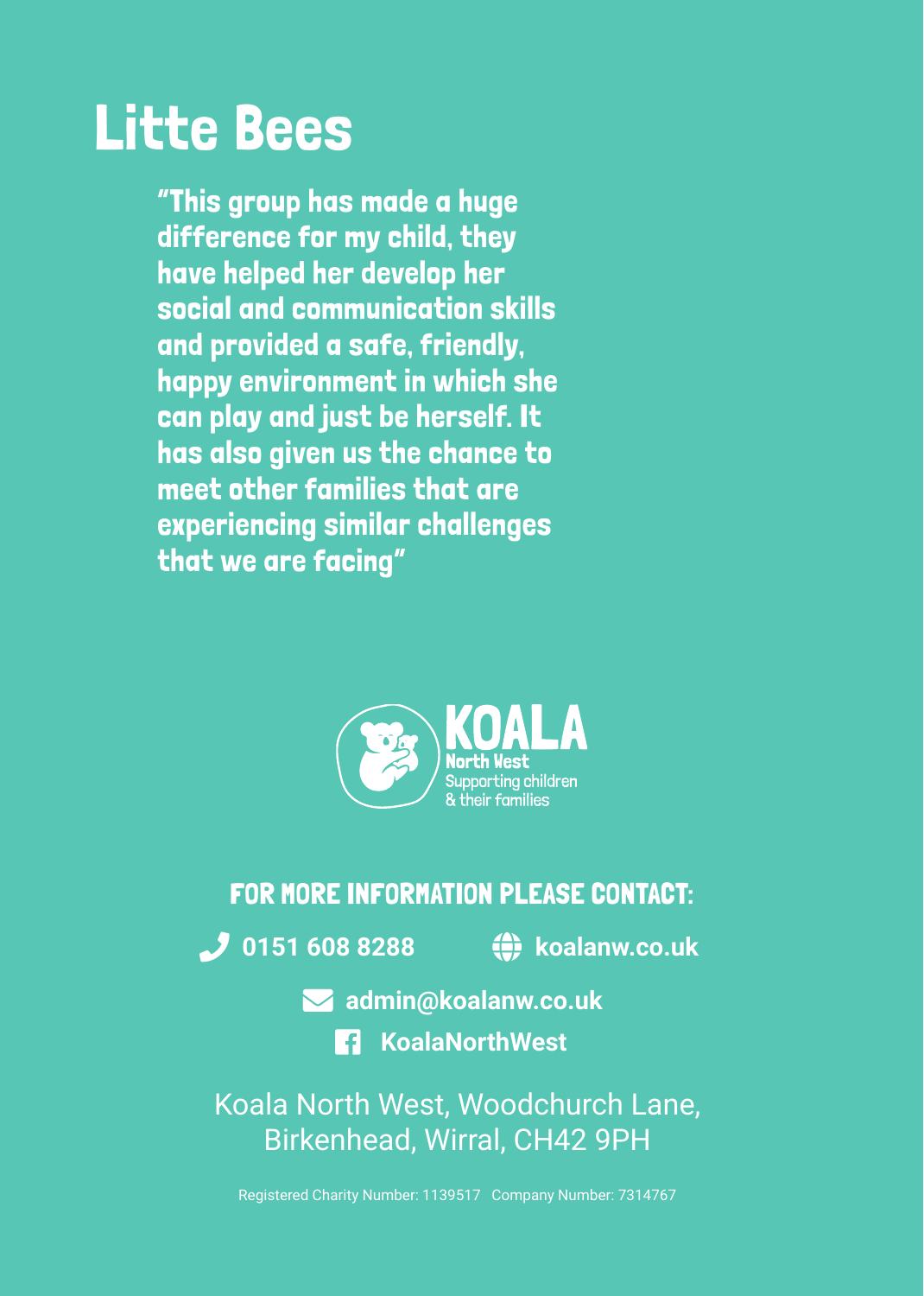# Litte Bees

**"This group has made a huge difference for my child, they have helped her develop her social and communication skills and provided a safe, friendly, happy environment in which she can play and just be herself. It has also given us the chance to meet other families that are experiencing similar challenges that we are facing"**

KOALA
North West
Supporting children & their families

## FOR MORE INFORMATION PLEASE CONTACT:

**0151 608 8288**

**koalanw.co.uk**

**admin@koalanw.co.uk**

**KoalaNorthWest**

Koala North West, Woodchurch Lane, Birkenhead, Wirral, CH42 9PH

Registered Charity Number: 1139517 Company Number: 7314767